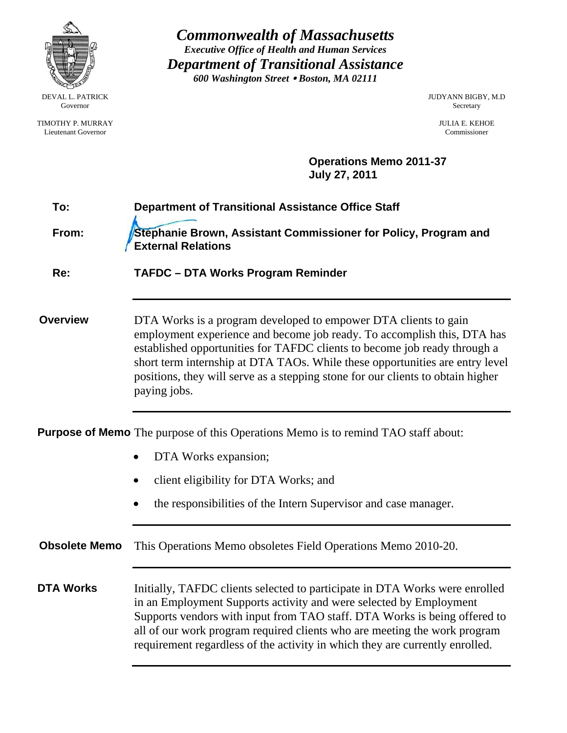# *Commonwealth of Massachusetts*

***Executive Office of Health and Human Services***

## *Department of Transitional Assistance*

***600 Washington Street • Boston, MA 02111***

DEVAL L. PATRICK
Governor

TIMOTHY P. MURRAY
Lieutenant Governor

JUDYANN BIGBY, M.D
Secretary

JULIA E. KEHOE
Commissioner

**Operations Memo 2011-37**
**July 27, 2011**

**To:** **Department of Transitional Assistance Office Staff**

**From:** **Stephanie Brown, Assistant Commissioner for Policy, Program and External Relations**

**Re:** **TAFDC – DTA Works Program Reminder**

---

**Overview**

DTA Works is a program developed to empower DTA clients to gain employment experience and become job ready. To accomplish this, DTA has established opportunities for TAFDC clients to become job ready through a short term internship at DTA TAOs. While these opportunities are entry level positions, they will serve as a stepping stone for our clients to obtain higher paying jobs.

---

**Purpose of Memo**

The purpose of this Operations Memo is to remind TAO staff about:

- DTA Works expansion;
- client eligibility for DTA Works; and
- the responsibilities of the Intern Supervisor and case manager.

---

**Obsolete Memo**

This Operations Memo obsoletes Field Operations Memo 2010-20.

---

**DTA Works**

Initially, TAFDC clients selected to participate in DTA Works were enrolled in an Employment Supports activity and were selected by Employment Supports vendors with input from TAO staff. DTA Works is being offered to all of our work program required clients who are meeting the work program requirement regardless of the activity in which they are currently enrolled.

---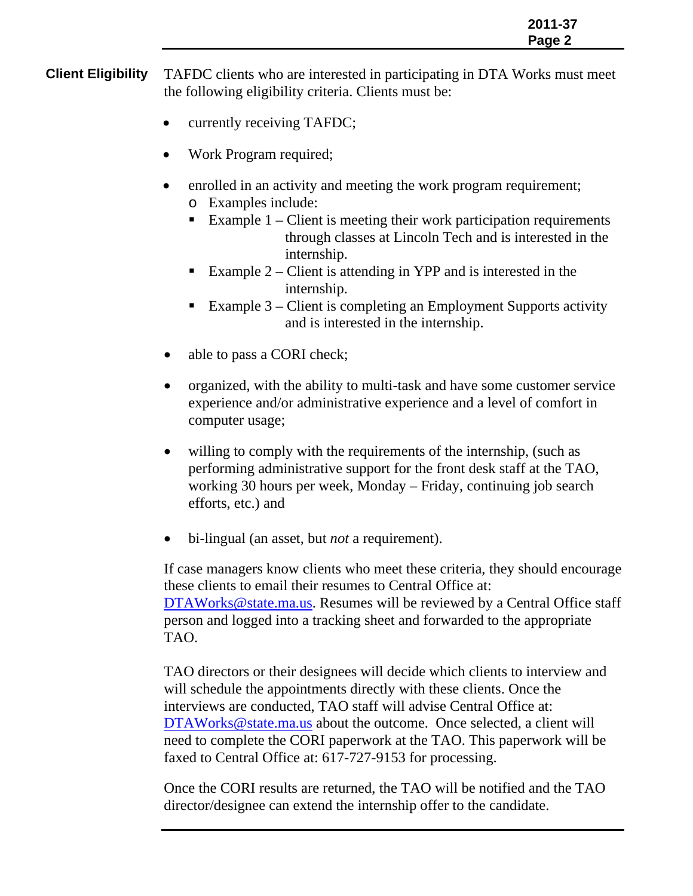**Client Eligibility**

TAFDC clients who are interested in participating in DTA Works must meet the following eligibility criteria. Clients must be:

- currently receiving TAFDC;
- Work Program required;
- enrolled in an activity and meeting the work program requirement;
  - Examples include:
    - Example 1 – Client is meeting their work participation requirements through classes at Lincoln Tech and is interested in the internship.
    - Example 2 – Client is attending in YPP and is interested in the internship.
    - Example 3 – Client is completing an Employment Supports activity and is interested in the internship.
- able to pass a CORI check;
- organized, with the ability to multi-task and have some customer service experience and/or administrative experience and a level of comfort in computer usage;
- willing to comply with the requirements of the internship, (such as performing administrative support for the front desk staff at the TAO, working 30 hours per week, Monday – Friday, continuing job search efforts, etc.) and
- bi-lingual (an asset, but *not* a requirement).

If case managers know clients who meet these criteria, they should encourage these clients to email their resumes to Central Office at: DTAWorks@state.ma.us. Resumes will be reviewed by a Central Office staff person and logged into a tracking sheet and forwarded to the appropriate TAO.

TAO directors or their designees will decide which clients to interview and will schedule the appointments directly with these clients. Once the interviews are conducted, TAO staff will advise Central Office at: DTAWorks@state.ma.us about the outcome. Once selected, a client will need to complete the CORI paperwork at the TAO. This paperwork will be faxed to Central Office at: 617-727-9153 for processing.

Once the CORI results are returned, the TAO will be notified and the TAO director/designee can extend the internship offer to the candidate.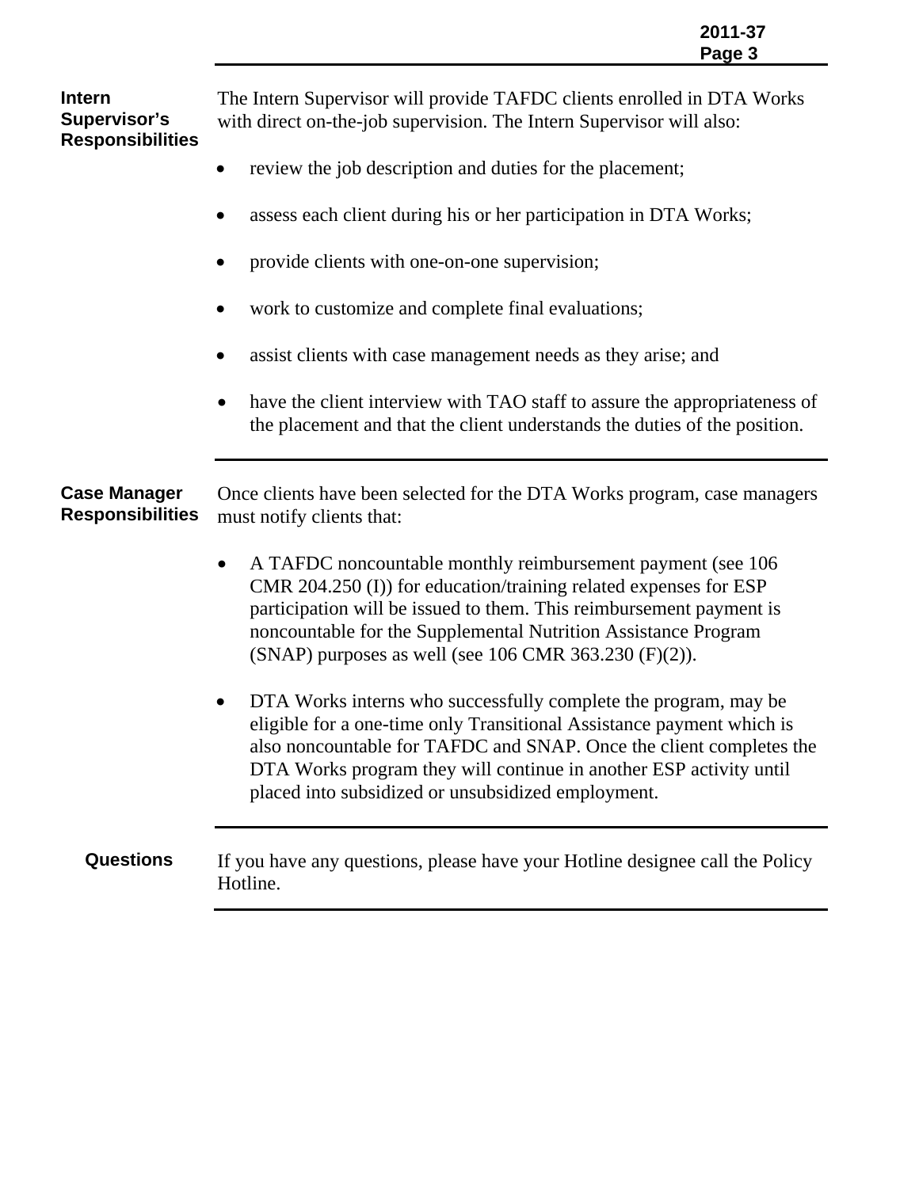## Intern Supervisor's Responsibilities

The Intern Supervisor will provide TAFDC clients enrolled in DTA Works with direct on-the-job supervision. The Intern Supervisor will also:

- review the job description and duties for the placement;
- assess each client during his or her participation in DTA Works;
- provide clients with one-on-one supervision;
- work to customize and complete final evaluations;
- assist clients with case management needs as they arise; and
- have the client interview with TAO staff to assure the appropriateness of the placement and that the client understands the duties of the position.

## Case Manager Responsibilities

Once clients have been selected for the DTA Works program, case managers must notify clients that:

- A TAFDC noncountable monthly reimbursement payment (see 106 CMR 204.250 (I)) for education/training related expenses for ESP participation will be issued to them. This reimbursement payment is noncountable for the Supplemental Nutrition Assistance Program (SNAP) purposes as well (see 106 CMR 363.230 (F)(2)).
- DTA Works interns who successfully complete the program, may be eligible for a one-time only Transitional Assistance payment which is also noncountable for TAFDC and SNAP. Once the client completes the DTA Works program they will continue in another ESP activity until placed into subsidized or unsubsidized employment.

## Questions

If you have any questions, please have your Hotline designee call the Policy Hotline.